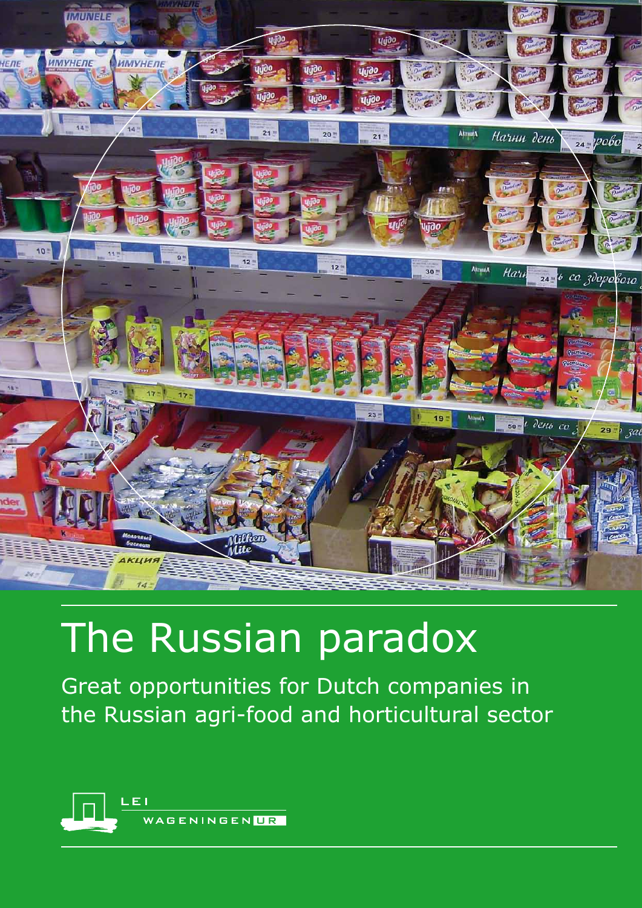# The Russian paradox

Great opportunities for Dutch companies in the Russian agri-food and horticultural sector

LEI
WAGENINGEN UR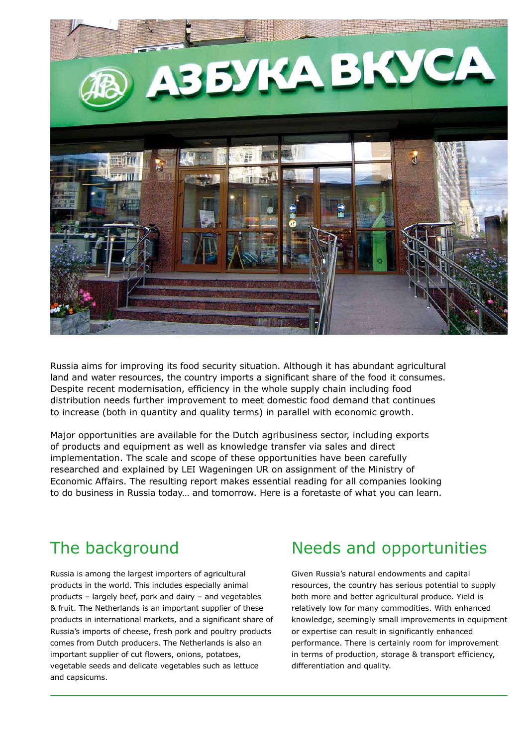Russia aims for improving its food security situation. Although it has abundant agricultural land and water resources, the country imports a significant share of the food it consumes. Despite recent modernisation, efficiency in the whole supply chain including food distribution needs further improvement to meet domestic food demand that continues to increase (both in quantity and quality terms) in parallel with economic growth.

Major opportunities are available for the Dutch agribusiness sector, including exports of products and equipment as well as knowledge transfer via sales and direct implementation. The scale and scope of these opportunities have been carefully researched and explained by LEI Wageningen UR on assignment of the Ministry of Economic Affairs. The resulting report makes essential reading for all companies looking to do business in Russia today… and tomorrow. Here is a foretaste of what you can learn.

## The background

Russia is among the largest importers of agricultural products in the world. This includes especially animal products – largely beef, pork and dairy – and vegetables & fruit. The Netherlands is an important supplier of these products in international markets, and a significant share of Russia's imports of cheese, fresh pork and poultry products comes from Dutch producers. The Netherlands is also an important supplier of cut flowers, onions, potatoes, vegetable seeds and delicate vegetables such as lettuce and capsicums.

## Needs and opportunities

Given Russia's natural endowments and capital resources, the country has serious potential to supply both more and better agricultural produce. Yield is relatively low for many commodities. With enhanced knowledge, seemingly small improvements in equipment or expertise can result in significantly enhanced performance. There is certainly room for improvement in terms of production, storage & transport efficiency, differentiation and quality.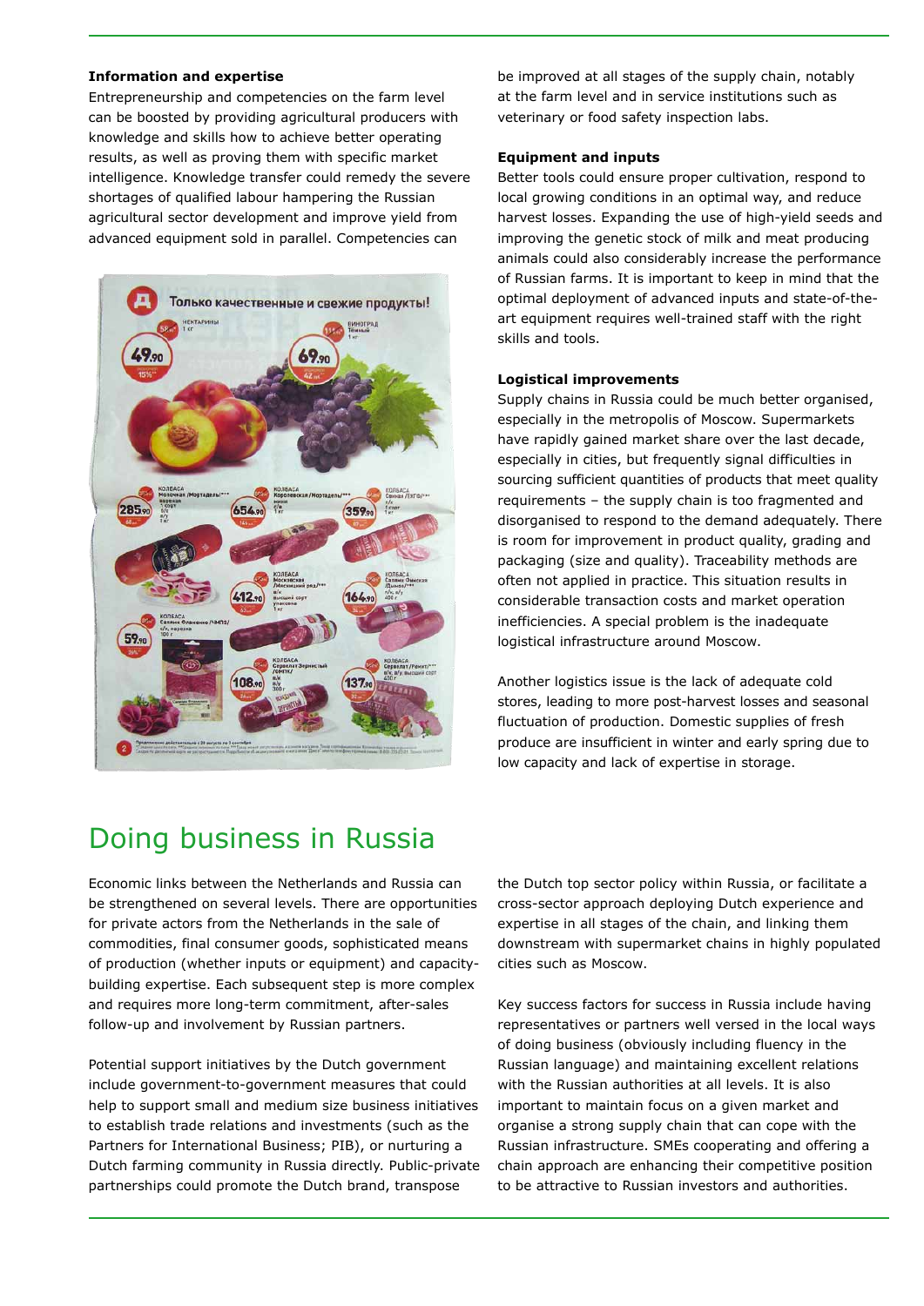### Information and expertise

Entrepreneurship and competencies on the farm level can be boosted by providing agricultural producers with knowledge and skills how to achieve better operating results, as well as proving them with specific market intelligence. Knowledge transfer could remedy the severe shortages of qualified labour hampering the Russian agricultural sector development and improve yield from advanced equipment sold in parallel. Competencies can be improved at all stages of the supply chain, notably at the farm level and in service institutions such as veterinary or food safety inspection labs.

### Equipment and inputs

Better tools could ensure proper cultivation, respond to local growing conditions in an optimal way, and reduce harvest losses. Expanding the use of high-yield seeds and improving the genetic stock of milk and meat producing animals could also considerably increase the performance of Russian farms. It is important to keep in mind that the optimal deployment of advanced inputs and state-of-the-art equipment requires well-trained staff with the right skills and tools.

### Logistical improvements

Supply chains in Russia could be much better organised, especially in the metropolis of Moscow. Supermarkets have rapidly gained market share over the last decade, especially in cities, but frequently signal difficulties in sourcing sufficient quantities of products that meet quality requirements – the supply chain is too fragmented and disorganised to respond to the demand adequately. There is room for improvement in product quality, grading and packaging (size and quality). Traceability methods are often not applied in practice. This situation results in considerable transaction costs and market operation inefficiencies. A special problem is the inadequate logistical infrastructure around Moscow.

Another logistics issue is the lack of adequate cold stores, leading to more post-harvest losses and seasonal fluctuation of production. Domestic supplies of fresh produce are insufficient in winter and early spring due to low capacity and lack of expertise in storage.

## Doing business in Russia

Economic links between the Netherlands and Russia can be strengthened on several levels. There are opportunities for private actors from the Netherlands in the sale of commodities, final consumer goods, sophisticated means of production (whether inputs or equipment) and capacity-building expertise. Each subsequent step is more complex and requires more long-term commitment, after-sales follow-up and involvement by Russian partners.

Potential support initiatives by the Dutch government include government-to-government measures that could help to support small and medium size business initiatives to establish trade relations and investments (such as the Partners for International Business; PIB), or nurturing a Dutch farming community in Russia directly. Public-private partnerships could promote the Dutch brand, transpose the Dutch top sector policy within Russia, or facilitate a cross-sector approach deploying Dutch experience and expertise in all stages of the chain, and linking them downstream with supermarket chains in highly populated cities such as Moscow.

Key success factors for success in Russia include having representatives or partners well versed in the local ways of doing business (obviously including fluency in the Russian language) and maintaining excellent relations with the Russian authorities at all levels. It is also important to maintain focus on a given market and organise a strong supply chain that can cope with the Russian infrastructure. SMEs cooperating and offering a chain approach are enhancing their competitive position to be attractive to Russian investors and authorities.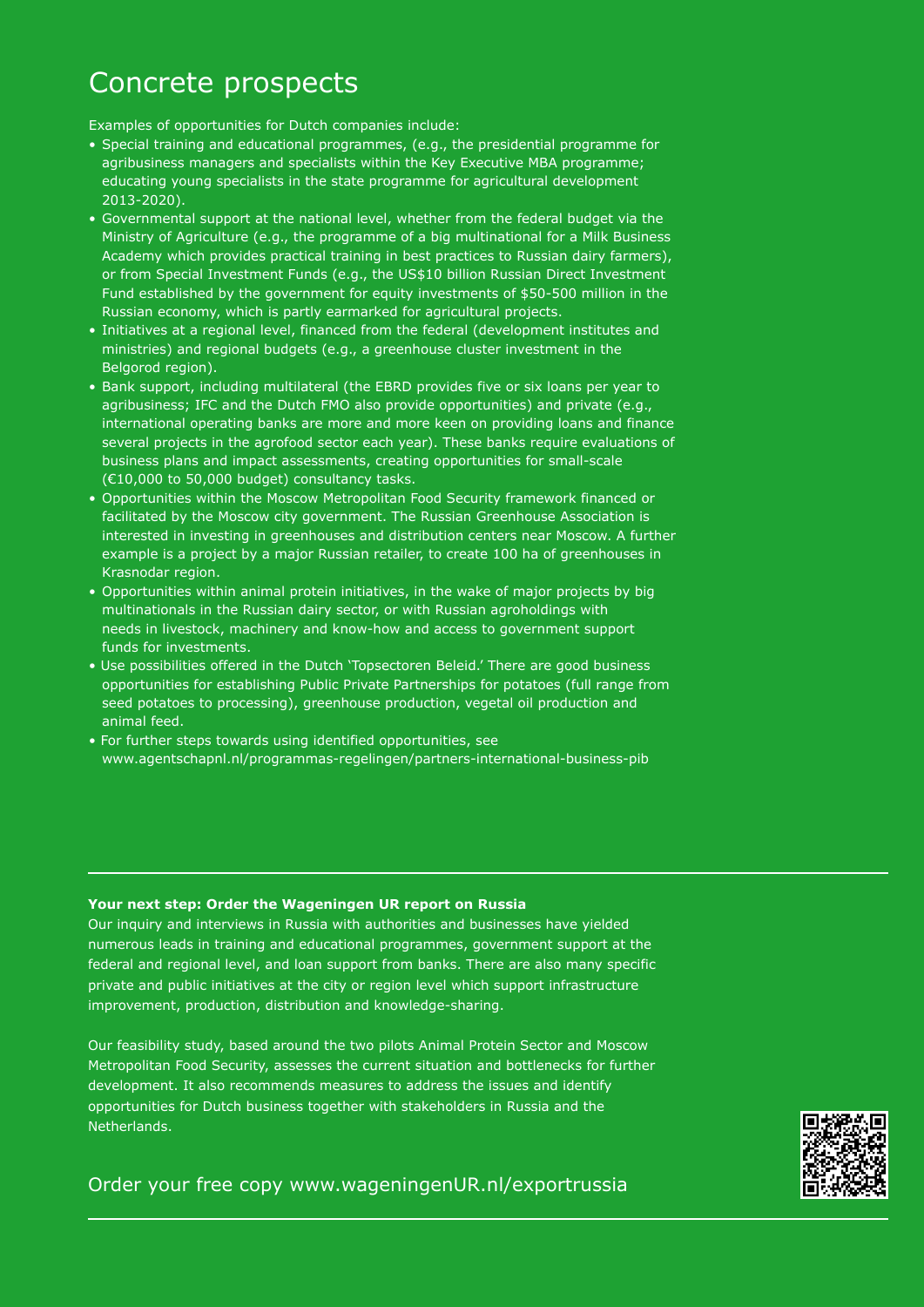# Concrete prospects

Examples of opportunities for Dutch companies include:

- Special training and educational programmes, (e.g., the presidential programme for agribusiness managers and specialists within the Key Executive MBA programme; educating young specialists in the state programme for agricultural development 2013-2020).
- Governmental support at the national level, whether from the federal budget via the Ministry of Agriculture (e.g., the programme of a big multinational for a Milk Business Academy which provides practical training in best practices to Russian dairy farmers), or from Special Investment Funds (e.g., the US$10 billion Russian Direct Investment Fund established by the government for equity investments of $50-500 million in the Russian economy, which is partly earmarked for agricultural projects.
- Initiatives at a regional level, financed from the federal (development institutes and ministries) and regional budgets (e.g., a greenhouse cluster investment in the Belgorod region).
- Bank support, including multilateral (the EBRD provides five or six loans per year to agribusiness; IFC and the Dutch FMO also provide opportunities) and private (e.g., international operating banks are more and more keen on providing loans and finance several projects in the agrofood sector each year). These banks require evaluations of business plans and impact assessments, creating opportunities for small-scale (€10,000 to 50,000 budget) consultancy tasks.
- Opportunities within the Moscow Metropolitan Food Security framework financed or facilitated by the Moscow city government. The Russian Greenhouse Association is interested in investing in greenhouses and distribution centers near Moscow. A further example is a project by a major Russian retailer, to create 100 ha of greenhouses in Krasnodar region.
- Opportunities within animal protein initiatives, in the wake of major projects by big multinationals in the Russian dairy sector, or with Russian agroholdings with needs in livestock, machinery and know-how and access to government support funds for investments.
- Use possibilities offered in the Dutch 'Topsectoren Beleid.' There are good business opportunities for establishing Public Private Partnerships for potatoes (full range from seed potatoes to processing), greenhouse production, vegetal oil production and animal feed.
- For further steps towards using identified opportunities, see www.agentschapnl.nl/programmas-regelingen/partners-international-business-pib

---

**Your next step: Order the Wageningen UR report on Russia**

Our inquiry and interviews in Russia with authorities and businesses have yielded numerous leads in training and educational programmes, government support at the federal and regional level, and loan support from banks. There are also many specific private and public initiatives at the city or region level which support infrastructure improvement, production, distribution and knowledge-sharing.

Our feasibility study, based around the two pilots Animal Protein Sector and Moscow Metropolitan Food Security, assesses the current situation and bottlenecks for further development. It also recommends measures to address the issues and identify opportunities for Dutch business together with stakeholders in Russia and the Netherlands.

Order your free copy www.wageningenUR.nl/exportrussia